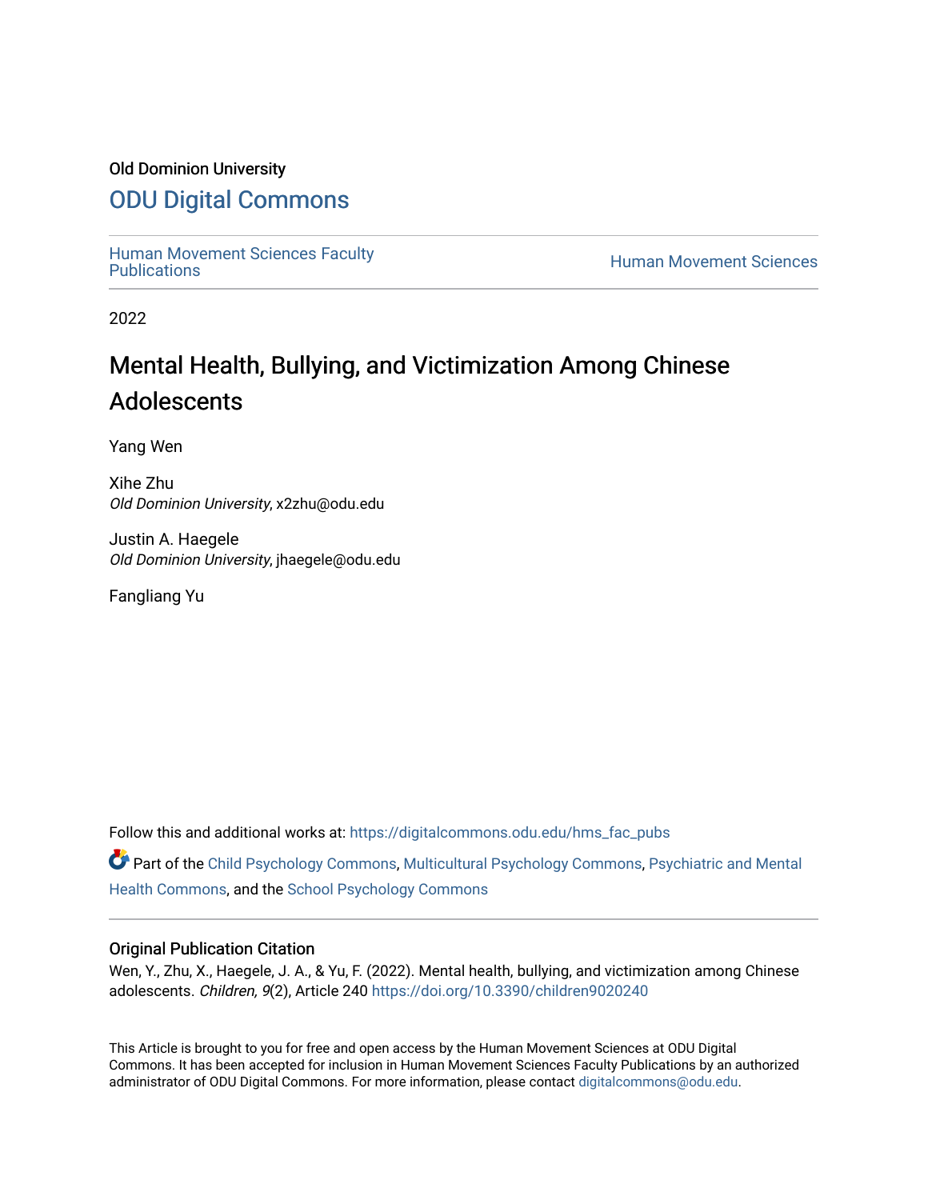Old Dominion University

# ODU Digital Commons

Human Movement Sciences Faculty Publications

Human Movement Sciences

2022

# Mental Health, Bullying, and Victimization Among Chinese Adolescents

Yang Wen

Xihe Zhu
*Old Dominion University*, x2zhu@odu.edu

Justin A. Haegele
*Old Dominion University*, jhaegele@odu.edu

Fangliang Yu

Follow this and additional works at: https://digitalcommons.odu.edu/hms_fac_pubs

Part of the Child Psychology Commons, Multicultural Psychology Commons, Psychiatric and Mental Health Commons, and the School Psychology Commons

## Original Publication Citation

Wen, Y., Zhu, X., Haegele, J. A., & Yu, F. (2022). Mental health, bullying, and victimization among Chinese adolescents. *Children, 9*(2), Article 240 https://doi.org/10.3390/children9020240

This Article is brought to you for free and open access by the Human Movement Sciences at ODU Digital Commons. It has been accepted for inclusion in Human Movement Sciences Faculty Publications by an authorized administrator of ODU Digital Commons. For more information, please contact digitalcommons@odu.edu.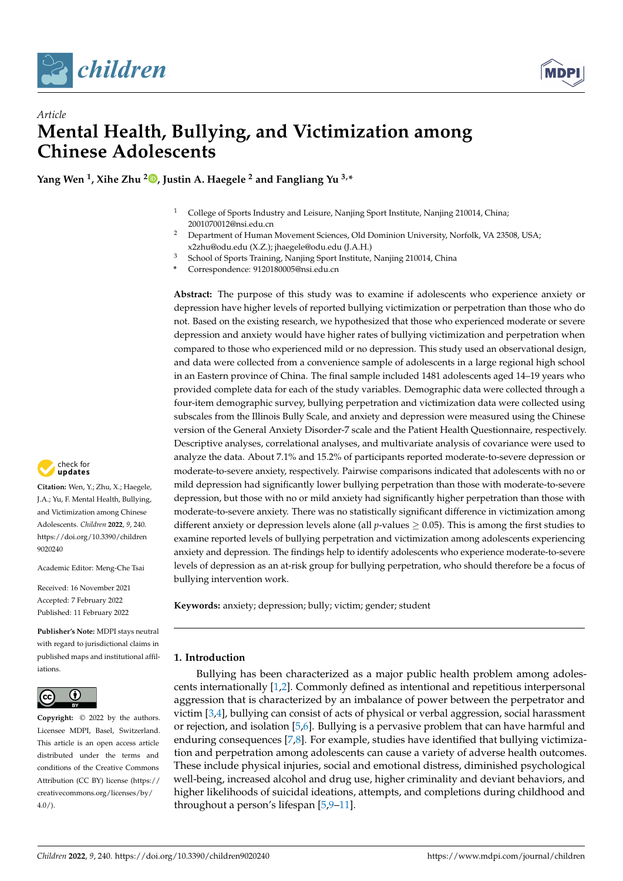Article

# Mental Health, Bullying, and Victimization among Chinese Adolescents

**Yang Wen [1], Xihe Zhu [2], Justin A. Haegele [2] and Fangliang Yu [3,*]**

[1] College of Sports Industry and Leisure, Nanjing Sport Institute, Nanjing 210014, China; 2001070012@nsi.edu.cn

[2] Department of Human Movement Sciences, Old Dominion University, Norfolk, VA 23508, USA; x2zhu@odu.edu (X.Z.); jhaegele@odu.edu (J.A.H.)

[3] School of Sports Training, Nanjing Sport Institute, Nanjing 210014, China

* Correspondence: 9120180005@nsi.edu.cn

**Abstract:** The purpose of this study was to examine if adolescents who experience anxiety or depression have higher levels of reported bullying victimization or perpetration than those who do not. Based on the existing research, we hypothesized that those who experienced moderate or severe depression and anxiety would have higher rates of bullying victimization and perpetration when compared to those who experienced mild or no depression. This study used an observational design, and data were collected from a convenience sample of adolescents in a large regional high school in an Eastern province of China. The final sample included 1481 adolescents aged 14–19 years who provided complete data for each of the study variables. Demographic data were collected through a four-item demographic survey, bullying perpetration and victimization data were collected using subscales from the Illinois Bully Scale, and anxiety and depression were measured using the Chinese version of the General Anxiety Disorder-7 scale and the Patient Health Questionnaire, respectively. Descriptive analyses, correlational analyses, and multivariate analysis of covariance were used to analyze the data. About 7.1% and 15.2% of participants reported moderate-to-severe depression or moderate-to-severe anxiety, respectively. Pairwise comparisons indicated that adolescents with no or mild depression had significantly lower bullying perpetration than those with moderate-to-severe depression, but those with no or mild anxiety had significantly higher perpetration than those with moderate-to-severe anxiety. There was no statistically significant difference in victimization among different anxiety or depression levels alone (all $p$-values $\geq 0.05$). This is among the first studies to examine reported levels of bullying perpetration and victimization among adolescents experiencing anxiety and depression. The findings help to identify adolescents who experience moderate-to-severe levels of depression as an at-risk group for bullying perpetration, who should therefore be a focus of bullying intervention work.

**Keywords:** anxiety; depression; bully; victim; gender; student

**Citation:** Wen, Y.; Zhu, X.; Haegele, J.A.; Yu, F. Mental Health, Bullying, and Victimization among Chinese Adolescents. *Children* **2022**, *9*, 240. https://doi.org/10.3390/children9020240

Academic Editor: Meng-Che Tsai

Received: 16 November 2021
Accepted: 7 February 2022
Published: 11 February 2022

**Publisher's Note:** MDPI stays neutral with regard to jurisdictional claims in published maps and institutional affiliations.

**Copyright:** © 2022 by the authors. Licensee MDPI, Basel, Switzerland. This article is an open access article distributed under the terms and conditions of the Creative Commons Attribution (CC BY) license (https://creativecommons.org/licenses/by/4.0/).

## 1. Introduction

Bullying has been characterized as a major public health problem among adolescents internationally [1,2]. Commonly defined as intentional and repetitious interpersonal aggression that is characterized by an imbalance of power between the perpetrator and victim [3,4], bullying can consist of acts of physical or verbal aggression, social harassment or rejection, and isolation [5,6]. Bullying is a pervasive problem that can have harmful and enduring consequences [7,8]. For example, studies have identified that bullying victimization and perpetration among adolescents can cause a variety of adverse health outcomes. These include physical injuries, social and emotional distress, diminished psychological well-being, increased alcohol and drug use, higher criminality and deviant behaviors, and higher likelihoods of suicidal ideations, attempts, and completions during childhood and throughout a person's lifespan [5,9–11].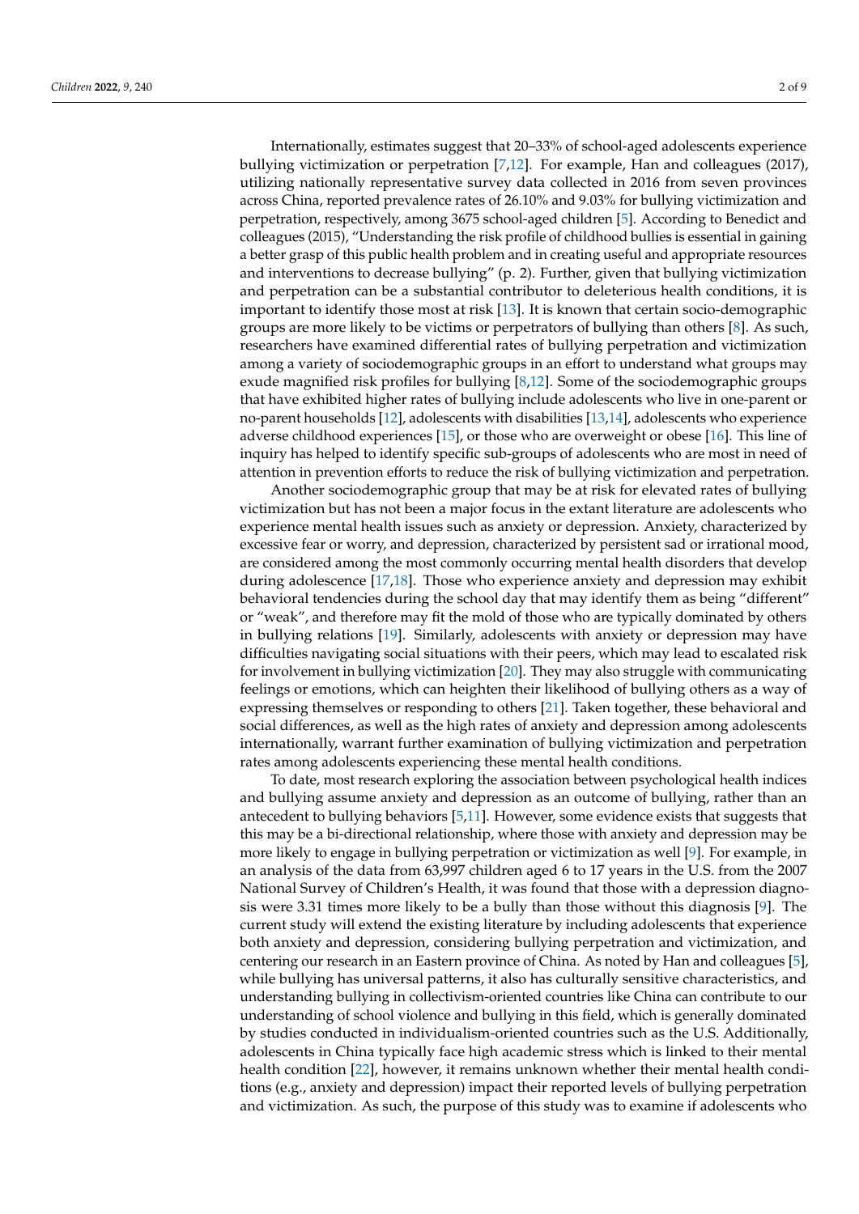Internationally, estimates suggest that 20–33% of school-aged adolescents experience bullying victimization or perpetration [7,12]. For example, Han and colleagues (2017), utilizing nationally representative survey data collected in 2016 from seven provinces across China, reported prevalence rates of 26.10% and 9.03% for bullying victimization and perpetration, respectively, among 3675 school-aged children [5]. According to Benedict and colleagues (2015), "Understanding the risk profile of childhood bullies is essential in gaining a better grasp of this public health problem and in creating useful and appropriate resources and interventions to decrease bullying" (p. 2). Further, given that bullying victimization and perpetration can be a substantial contributor to deleterious health conditions, it is important to identify those most at risk [13]. It is known that certain socio-demographic groups are more likely to be victims or perpetrators of bullying than others [8]. As such, researchers have examined differential rates of bullying perpetration and victimization among a variety of sociodemographic groups in an effort to understand what groups may exude magnified risk profiles for bullying [8,12]. Some of the sociodemographic groups that have exhibited higher rates of bullying include adolescents who live in one-parent or no-parent households [12], adolescents with disabilities [13,14], adolescents who experience adverse childhood experiences [15], or those who are overweight or obese [16]. This line of inquiry has helped to identify specific sub-groups of adolescents who are most in need of attention in prevention efforts to reduce the risk of bullying victimization and perpetration.

Another sociodemographic group that may be at risk for elevated rates of bullying victimization but has not been a major focus in the extant literature are adolescents who experience mental health issues such as anxiety or depression. Anxiety, characterized by excessive fear or worry, and depression, characterized by persistent sad or irrational mood, are considered among the most commonly occurring mental health disorders that develop during adolescence [17,18]. Those who experience anxiety and depression may exhibit behavioral tendencies during the school day that may identify them as being "different" or "weak", and therefore may fit the mold of those who are typically dominated by others in bullying relations [19]. Similarly, adolescents with anxiety or depression may have difficulties navigating social situations with their peers, which may lead to escalated risk for involvement in bullying victimization [20]. They may also struggle with communicating feelings or emotions, which can heighten their likelihood of bullying others as a way of expressing themselves or responding to others [21]. Taken together, these behavioral and social differences, as well as the high rates of anxiety and depression among adolescents internationally, warrant further examination of bullying victimization and perpetration rates among adolescents experiencing these mental health conditions.

To date, most research exploring the association between psychological health indices and bullying assume anxiety and depression as an outcome of bullying, rather than an antecedent to bullying behaviors [5,11]. However, some evidence exists that suggests that this may be a bi-directional relationship, where those with anxiety and depression may be more likely to engage in bullying perpetration or victimization as well [9]. For example, in an analysis of the data from 63,997 children aged 6 to 17 years in the U.S. from the 2007 National Survey of Children's Health, it was found that those with a depression diagnosis were 3.31 times more likely to be a bully than those without this diagnosis [9]. The current study will extend the existing literature by including adolescents that experience both anxiety and depression, considering bullying perpetration and victimization, and centering our research in an Eastern province of China. As noted by Han and colleagues [5], while bullying has universal patterns, it also has culturally sensitive characteristics, and understanding bullying in collectivism-oriented countries like China can contribute to our understanding of school violence and bullying in this field, which is generally dominated by studies conducted in individualism-oriented countries such as the U.S. Additionally, adolescents in China typically face high academic stress which is linked to their mental health condition [22], however, it remains unknown whether their mental health conditions (e.g., anxiety and depression) impact their reported levels of bullying perpetration and victimization. As such, the purpose of this study was to examine if adolescents who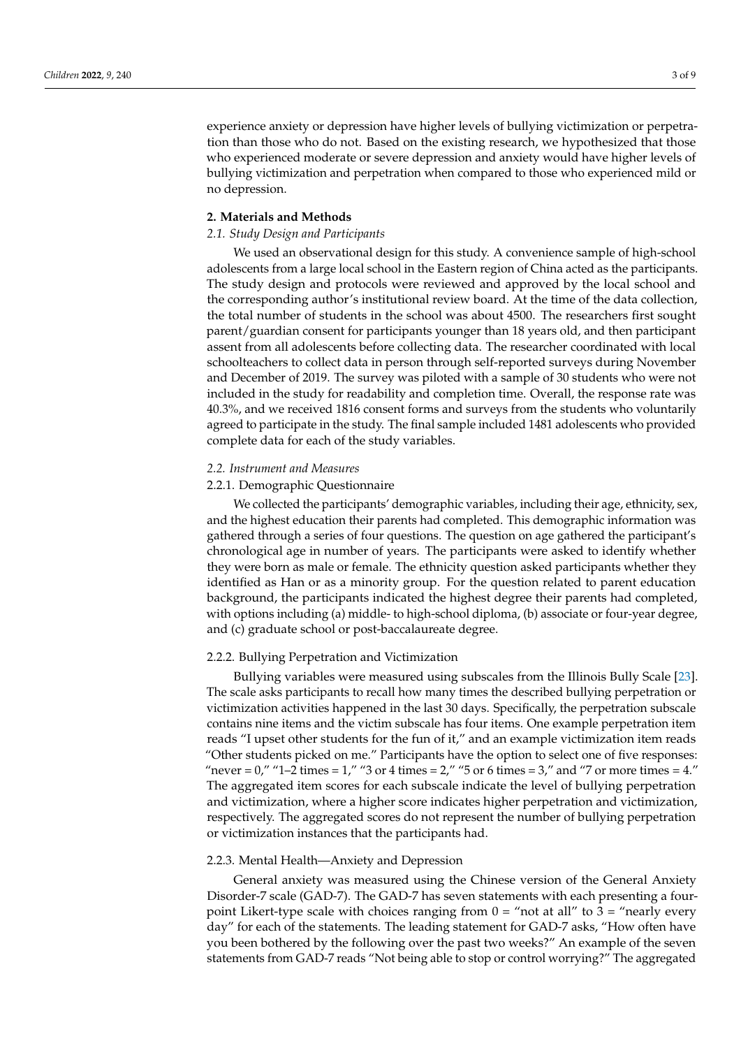experience anxiety or depression have higher levels of bullying victimization or perpetration than those who do not. Based on the existing research, we hypothesized that those who experienced moderate or severe depression and anxiety would have higher levels of bullying victimization and perpetration when compared to those who experienced mild or no depression.

## 2. Materials and Methods

### *2.1. Study Design and Participants*

We used an observational design for this study. A convenience sample of high-school adolescents from a large local school in the Eastern region of China acted as the participants. The study design and protocols were reviewed and approved by the local school and the corresponding author's institutional review board. At the time of the data collection, the total number of students in the school was about 4500. The researchers first sought parent/guardian consent for participants younger than 18 years old, and then participant assent from all adolescents before collecting data. The researcher coordinated with local schoolteachers to collect data in person through self-reported surveys during November and December of 2019. The survey was piloted with a sample of 30 students who were not included in the study for readability and completion time. Overall, the response rate was 40.3%, and we received 1816 consent forms and surveys from the students who voluntarily agreed to participate in the study. The final sample included 1481 adolescents who provided complete data for each of the study variables.

### *2.2. Instrument and Measures*

#### 2.2.1. Demographic Questionnaire

We collected the participants' demographic variables, including their age, ethnicity, sex, and the highest education their parents had completed. This demographic information was gathered through a series of four questions. The question on age gathered the participant's chronological age in number of years. The participants were asked to identify whether they were born as male or female. The ethnicity question asked participants whether they identified as Han or as a minority group. For the question related to parent education background, the participants indicated the highest degree their parents had completed, with options including (a) middle- to high-school diploma, (b) associate or four-year degree, and (c) graduate school or post-baccalaureate degree.

#### 2.2.2. Bullying Perpetration and Victimization

Bullying variables were measured using subscales from the Illinois Bully Scale [23]. The scale asks participants to recall how many times the described bullying perpetration or victimization activities happened in the last 30 days. Specifically, the perpetration subscale contains nine items and the victim subscale has four items. One example perpetration item reads "I upset other students for the fun of it," and an example victimization item reads "Other students picked on me." Participants have the option to select one of five responses: "never = 0," "1–2 times = 1," "3 or 4 times = 2," "5 or 6 times = 3," and "7 or more times = 4." The aggregated item scores for each subscale indicate the level of bullying perpetration and victimization, where a higher score indicates higher perpetration and victimization, respectively. The aggregated scores do not represent the number of bullying perpetration or victimization instances that the participants had.

#### 2.2.3. Mental Health—Anxiety and Depression

General anxiety was measured using the Chinese version of the General Anxiety Disorder-7 scale (GAD-7). The GAD-7 has seven statements with each presenting a four-point Likert-type scale with choices ranging from 0 = "not at all" to 3 = "nearly every day" for each of the statements. The leading statement for GAD-7 asks, "How often have you been bothered by the following over the past two weeks?" An example of the seven statements from GAD-7 reads "Not being able to stop or control worrying?" The aggregated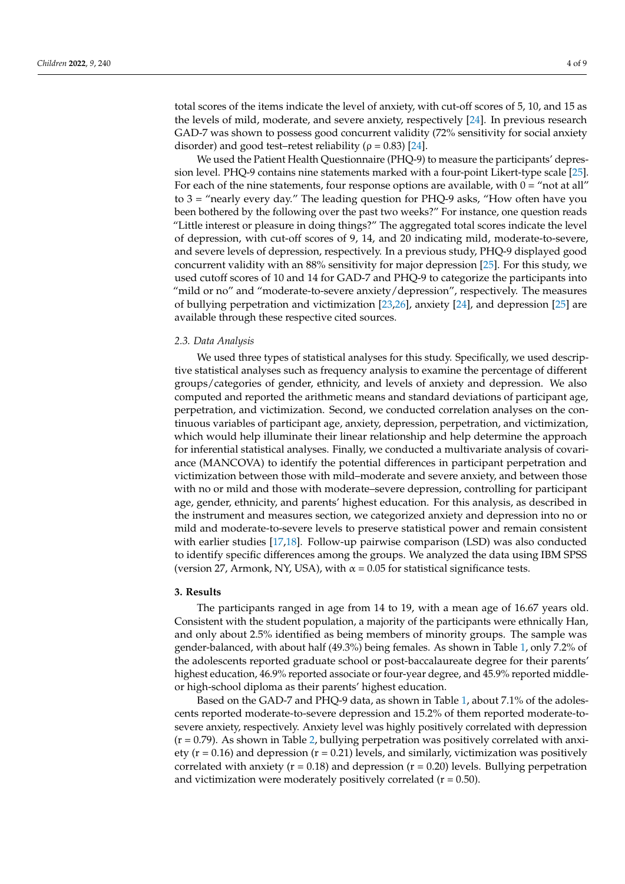total scores of the items indicate the level of anxiety, with cut-off scores of 5, 10, and 15 as the levels of mild, moderate, and severe anxiety, respectively [24]. In previous research GAD-7 was shown to possess good concurrent validity (72% sensitivity for social anxiety disorder) and good test–retest reliability ($\rho = 0.83$) [24].

We used the Patient Health Questionnaire (PHQ-9) to measure the participants' depression level. PHQ-9 contains nine statements marked with a four-point Likert-type scale [25]. For each of the nine statements, four response options are available, with 0 = "not at all" to 3 = "nearly every day." The leading question for PHQ-9 asks, "How often have you been bothered by the following over the past two weeks?" For instance, one question reads "Little interest or pleasure in doing things?" The aggregated total scores indicate the level of depression, with cut-off scores of 9, 14, and 20 indicating mild, moderate-to-severe, and severe levels of depression, respectively. In a previous study, PHQ-9 displayed good concurrent validity with an 88% sensitivity for major depression [25]. For this study, we used cutoff scores of 10 and 14 for GAD-7 and PHQ-9 to categorize the participants into "mild or no" and "moderate-to-severe anxiety/depression", respectively. The measures of bullying perpetration and victimization [23,26], anxiety [24], and depression [25] are available through these respective cited sources.

### 2.3. Data Analysis

We used three types of statistical analyses for this study. Specifically, we used descriptive statistical analyses such as frequency analysis to examine the percentage of different groups/categories of gender, ethnicity, and levels of anxiety and depression. We also computed and reported the arithmetic means and standard deviations of participant age, perpetration, and victimization. Second, we conducted correlation analyses on the continuous variables of participant age, anxiety, depression, perpetration, and victimization, which would help illuminate their linear relationship and help determine the approach for inferential statistical analyses. Finally, we conducted a multivariate analysis of covariance (MANCOVA) to identify the potential differences in participant perpetration and victimization between those with mild–moderate and severe anxiety, and between those with no or mild and those with moderate–severe depression, controlling for participant age, gender, ethnicity, and parents' highest education. For this analysis, as described in the instrument and measures section, we categorized anxiety and depression into no or mild and moderate-to-severe levels to preserve statistical power and remain consistent with earlier studies [17,18]. Follow-up pairwise comparison (LSD) was also conducted to identify specific differences among the groups. We analyzed the data using IBM SPSS (version 27, Armonk, NY, USA), with $\alpha = 0.05$ for statistical significance tests.

## 3. Results

The participants ranged in age from 14 to 19, with a mean age of 16.67 years old. Consistent with the student population, a majority of the participants were ethnically Han, and only about 2.5% identified as being members of minority groups. The sample was gender-balanced, with about half (49.3%) being females. As shown in Table 1, only 7.2% of the adolescents reported graduate school or post-baccalaureate degree for their parents' highest education, 46.9% reported associate or four-year degree, and 45.9% reported middle- or high-school diploma as their parents' highest education.

Based on the GAD-7 and PHQ-9 data, as shown in Table 1, about 7.1% of the adolescents reported moderate-to-severe depression and 15.2% of them reported moderate-to-severe anxiety, respectively. Anxiety level was highly positively correlated with depression ($r = 0.79$). As shown in Table 2, bullying perpetration was positively correlated with anxiety ($r = 0.16$) and depression ($r = 0.21$) levels, and similarly, victimization was positively correlated with anxiety ($r = 0.18$) and depression ($r = 0.20$) levels. Bullying perpetration and victimization were moderately positively correlated ($r = 0.50$).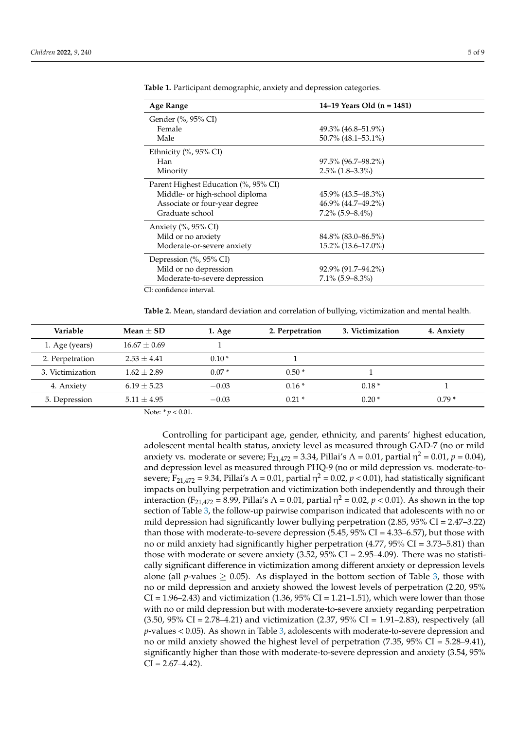**Table 1.** Participant demographic, anxiety and depression categories.

| Age Range | 14–19 Years Old (n = 1481) |
|---|---|
| Gender (%, 95% CI) | |
| Female | 49.3% (46.8–51.9%) |
| Male | 50.7% (48.1–53.1%) |
| Ethnicity (%, 95% CI) | |
| Han | 97.5% (96.7–98.2%) |
| Minority | 2.5% (1.8–3.3%) |
| Parent Highest Education (%, 95% CI) | |
| Middle- or high-school diploma | 45.9% (43.5–48.3%) |
| Associate or four-year degree | 46.9% (44.7–49.2%) |
| Graduate school | 7.2% (5.9–8.4%) |
| Anxiety (%, 95% CI) | |
| Mild or no anxiety | 84.8% (83.0–86.5%) |
| Moderate-or-severe anxiety | 15.2% (13.6–17.0%) |
| Depression (%, 95% CI) | |
| Mild or no depression | 92.9% (91.7–94.2%) |
| Moderate-to-severe depression | 7.1% (5.9–8.3%) |

CI: confidence interval.

**Table 2.** Mean, standard deviation and correlation of bullying, victimization and mental health.

| Variable | Mean ± SD | 1. Age | 2. Perpetration | 3. Victimization | 4. Anxiety |
|---|---|---|---|---|---|
| 1. Age (years) | 16.67 ± 0.69 | 1 | | | |
| 2. Perpetration | 2.53 ± 4.41 | 0.10 * | 1 | | |
| 3. Victimization | 1.62 ± 2.89 | 0.07 * | 0.50 * | 1 | |
| 4. Anxiety | 6.19 ± 5.23 | −0.03 | 0.16 * | 0.18 * | 1 |
| 5. Depression | 5.11 ± 4.95 | −0.03 | 0.21 * | 0.20 * | 0.79 * |

Note: * $p < 0.01$.

Controlling for participant age, gender, ethnicity, and parents' highest education, adolescent mental health status, anxiety level as measured through GAD-7 (no or mild anxiety vs. moderate or severe; $F_{21,472} = 3.34$, Pillai's $\Lambda = 0.01$, partial $\eta^2 = 0.01$, $p = 0.04$), and depression level as measured through PHQ-9 (no or mild depression vs. moderate-to-severe; $F_{21,472} = 9.34$, Pillai's $\Lambda = 0.01$, partial $\eta^2 = 0.02$, $p < 0.01$), had statistically significant impacts on bullying perpetration and victimization both independently and through their interaction ($F_{21,472} = 8.99$, Pillai's $\Lambda = 0.01$, partial $\eta^2 = 0.02$, $p < 0.01$). As shown in the top section of Table 3, the follow-up pairwise comparison indicated that adolescents with no or mild depression had significantly lower bullying perpetration (2.85, 95% CI = 2.47–3.22) than those with moderate-to-severe depression (5.45, 95% CI = 4.33–6.57), but those with no or mild anxiety had significantly higher perpetration (4.77, 95% CI = 3.73–5.81) than those with moderate or severe anxiety (3.52, 95% CI = 2.95–4.09). There was no statistically significant difference in victimization among different anxiety or depression levels alone (all $p$-values $\geq 0.05$). As displayed in the bottom section of Table 3, those with no or mild depression and anxiety showed the lowest levels of perpetration (2.20, 95% CI = 1.96–2.43) and victimization (1.36, 95% CI = 1.21–1.51), which were lower than those with no or mild depression but with moderate-to-severe anxiety regarding perpetration (3.50, 95% CI = 2.78–4.21) and victimization (2.37, 95% CI = 1.91–2.83), respectively (all $p$-values < 0.05). As shown in Table 3, adolescents with moderate-to-severe depression and no or mild anxiety showed the highest level of perpetration (7.35, 95% CI = 5.28–9.41), significantly higher than those with moderate-to-severe depression and anxiety (3.54, 95% CI = 2.67–4.42).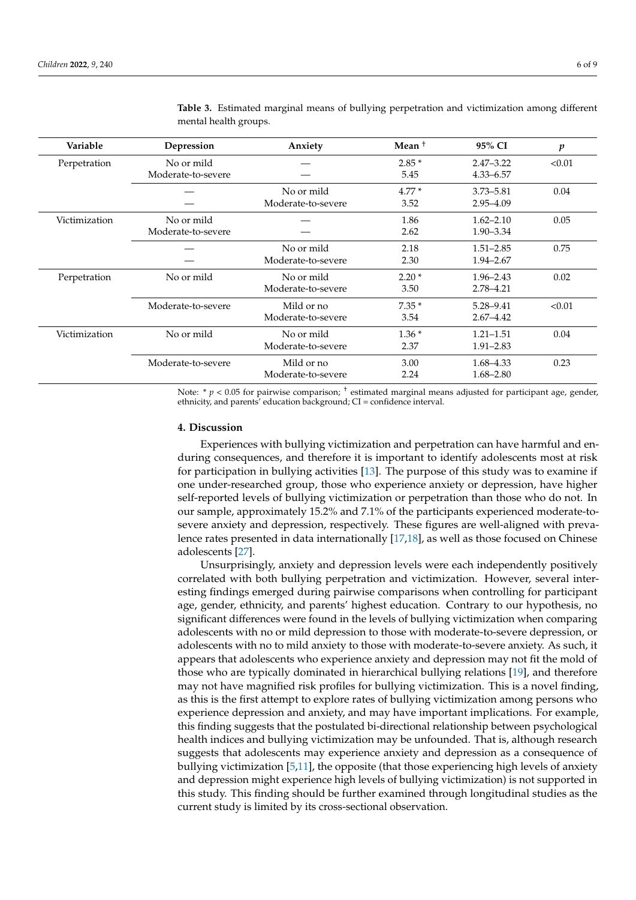**Table 3.** Estimated marginal means of bullying perpetration and victimization among different mental health groups.

| Variable | Depression | Anxiety | Mean † | 95% CI | $p$ |
|---|---|---|---|---|---|
| Perpetration | No or mild | — | 2.85 * | 2.47–3.22 | <0.01 |
| | Moderate-to-severe | — | 5.45 | 4.33–6.57 | |
| | — | No or mild | 4.77 * | 3.73–5.81 | 0.04 |
| | — | Moderate-to-severe | 3.52 | 2.95–4.09 | |
| Victimization | No or mild | — | 1.86 | 1.62–2.10 | 0.05 |
| | Moderate-to-severe | — | 2.62 | 1.90–3.34 | |
| | — | No or mild | 2.18 | 1.51–2.85 | 0.75 |
| | — | Moderate-to-severe | 2.30 | 1.94–2.67 | |
| Perpetration | No or mild | No or mild | 2.20 * | 1.96–2.43 | 0.02 |
| | | Moderate-to-severe | 3.50 | 2.78–4.21 | |
| | Moderate-to-severe | Mild or no | 7.35 * | 5.28–9.41 | <0.01 |
| | | Moderate-to-severe | 3.54 | 2.67–4.42 | |
| Victimization | No or mild | No or mild | 1.36 * | 1.21–1.51 | 0.04 |
| | | Moderate-to-severe | 2.37 | 1.91–2.83 | |
| | Moderate-to-severe | Mild or no | 3.00 | 1.68–4.33 | 0.23 |
| | | Moderate-to-severe | 2.24 | 1.68–2.80 | |

Note: * $p < 0.05$ for pairwise comparison; † estimated marginal means adjusted for participant age, gender, ethnicity, and parents' education background; CI = confidence interval.

## 4. Discussion

Experiences with bullying victimization and perpetration can have harmful and enduring consequences, and therefore it is important to identify adolescents most at risk for participation in bullying activities [13]. The purpose of this study was to examine if one under-researched group, those who experience anxiety or depression, have higher self-reported levels of bullying victimization or perpetration than those who do not. In our sample, approximately 15.2% and 7.1% of the participants experienced moderate-to-severe anxiety and depression, respectively. These figures are well-aligned with prevalence rates presented in data internationally [17,18], as well as those focused on Chinese adolescents [27].

Unsurprisingly, anxiety and depression levels were each independently positively correlated with both bullying perpetration and victimization. However, several interesting findings emerged during pairwise comparisons when controlling for participant age, gender, ethnicity, and parents' highest education. Contrary to our hypothesis, no significant differences were found in the levels of bullying victimization when comparing adolescents with no or mild depression to those with moderate-to-severe depression, or adolescents with no to mild anxiety to those with moderate-to-severe anxiety. As such, it appears that adolescents who experience anxiety and depression may not fit the mold of those who are typically dominated in hierarchical bullying relations [19], and therefore may not have magnified risk profiles for bullying victimization. This is a novel finding, as this is the first attempt to explore rates of bullying victimization among persons who experience depression and anxiety, and may have important implications. For example, this finding suggests that the postulated bi-directional relationship between psychological health indices and bullying victimization may be unfounded. That is, although research suggests that adolescents may experience anxiety and depression as a consequence of bullying victimization [5,11], the opposite (that those experiencing high levels of anxiety and depression might experience high levels of bullying victimization) is not supported in this study. This finding should be further examined through longitudinal studies as the current study is limited by its cross-sectional observation.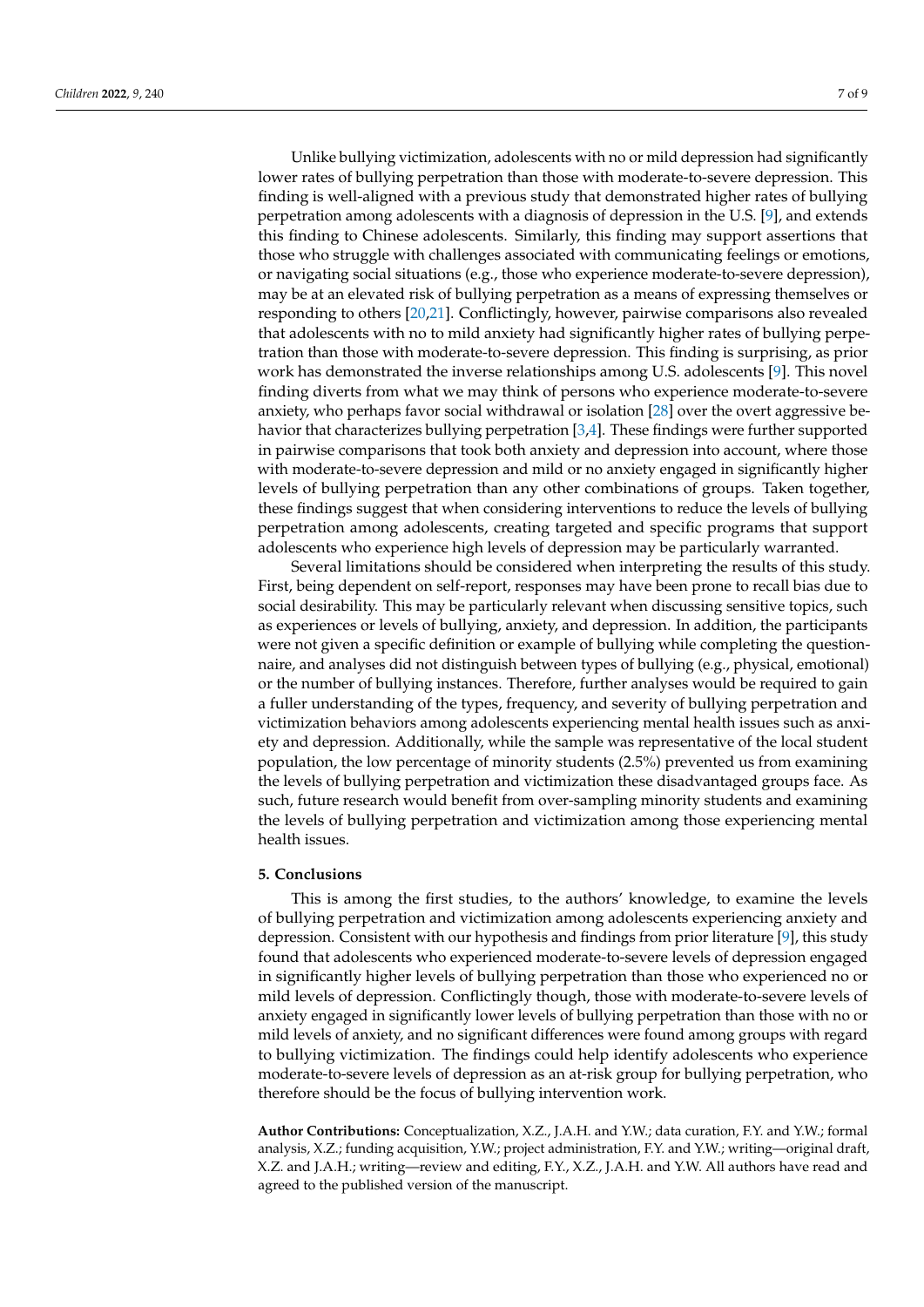Unlike bullying victimization, adolescents with no or mild depression had significantly lower rates of bullying perpetration than those with moderate-to-severe depression. This finding is well-aligned with a previous study that demonstrated higher rates of bullying perpetration among adolescents with a diagnosis of depression in the U.S. [9], and extends this finding to Chinese adolescents. Similarly, this finding may support assertions that those who struggle with challenges associated with communicating feelings or emotions, or navigating social situations (e.g., those who experience moderate-to-severe depression), may be at an elevated risk of bullying perpetration as a means of expressing themselves or responding to others [20,21]. Conflictingly, however, pairwise comparisons also revealed that adolescents with no to mild anxiety had significantly higher rates of bullying perpetration than those with moderate-to-severe depression. This finding is surprising, as prior work has demonstrated the inverse relationships among U.S. adolescents [9]. This novel finding diverts from what we may think of persons who experience moderate-to-severe anxiety, who perhaps favor social withdrawal or isolation [28] over the overt aggressive behavior that characterizes bullying perpetration [3,4]. These findings were further supported in pairwise comparisons that took both anxiety and depression into account, where those with moderate-to-severe depression and mild or no anxiety engaged in significantly higher levels of bullying perpetration than any other combinations of groups. Taken together, these findings suggest that when considering interventions to reduce the levels of bullying perpetration among adolescents, creating targeted and specific programs that support adolescents who experience high levels of depression may be particularly warranted.

Several limitations should be considered when interpreting the results of this study. First, being dependent on self-report, responses may have been prone to recall bias due to social desirability. This may be particularly relevant when discussing sensitive topics, such as experiences or levels of bullying, anxiety, and depression. In addition, the participants were not given a specific definition or example of bullying while completing the questionnaire, and analyses did not distinguish between types of bullying (e.g., physical, emotional) or the number of bullying instances. Therefore, further analyses would be required to gain a fuller understanding of the types, frequency, and severity of bullying perpetration and victimization behaviors among adolescents experiencing mental health issues such as anxiety and depression. Additionally, while the sample was representative of the local student population, the low percentage of minority students (2.5%) prevented us from examining the levels of bullying perpetration and victimization these disadvantaged groups face. As such, future research would benefit from over-sampling minority students and examining the levels of bullying perpetration and victimization among those experiencing mental health issues.

## 5. Conclusions

This is among the first studies, to the authors' knowledge, to examine the levels of bullying perpetration and victimization among adolescents experiencing anxiety and depression. Consistent with our hypothesis and findings from prior literature [9], this study found that adolescents who experienced moderate-to-severe levels of depression engaged in significantly higher levels of bullying perpetration than those who experienced no or mild levels of depression. Conflictingly though, those with moderate-to-severe levels of anxiety engaged in significantly lower levels of bullying perpetration than those with no or mild levels of anxiety, and no significant differences were found among groups with regard to bullying victimization. The findings could help identify adolescents who experience moderate-to-severe levels of depression as an at-risk group for bullying perpetration, who therefore should be the focus of bullying intervention work.

**Author Contributions:** Conceptualization, X.Z., J.A.H. and Y.W.; data curation, F.Y. and Y.W.; formal analysis, X.Z.; funding acquisition, Y.W.; project administration, F.Y. and Y.W.; writing—original draft, X.Z. and J.A.H.; writing—review and editing, F.Y., X.Z., J.A.H. and Y.W. All authors have read and agreed to the published version of the manuscript.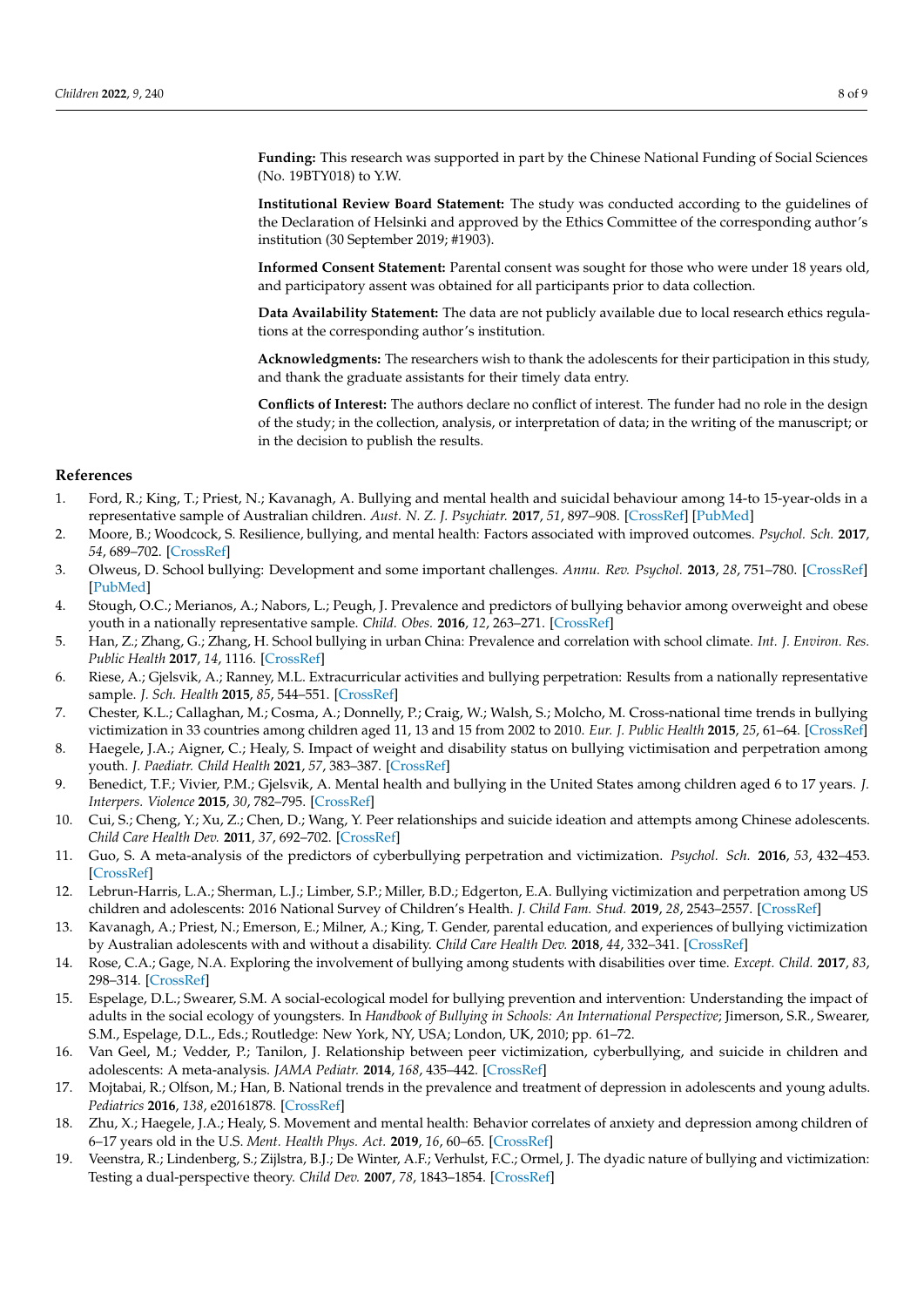**Funding:** This research was supported in part by the Chinese National Funding of Social Sciences (No. 19BTY018) to Y.W.

**Institutional Review Board Statement:** The study was conducted according to the guidelines of the Declaration of Helsinki and approved by the Ethics Committee of the corresponding author's institution (30 September 2019; #1903).

**Informed Consent Statement:** Parental consent was sought for those who were under 18 years old, and participatory assent was obtained for all participants prior to data collection.

**Data Availability Statement:** The data are not publicly available due to local research ethics regulations at the corresponding author's institution.

**Acknowledgments:** The researchers wish to thank the adolescents for their participation in this study, and thank the graduate assistants for their timely data entry.

**Conflicts of Interest:** The authors declare no conflict of interest. The funder had no role in the design of the study; in the collection, analysis, or interpretation of data; in the writing of the manuscript; or in the decision to publish the results.

## References

1. Ford, R.; King, T.; Priest, N.; Kavanagh, A. Bullying and mental health and suicidal behaviour among 14-to 15-year-olds in a representative sample of Australian children. *Aust. N. Z. J. Psychiatr.* **2017**, *51*, 897–908. [CrossRef] [PubMed]
2. Moore, B.; Woodcock, S. Resilience, bullying, and mental health: Factors associated with improved outcomes. *Psychol. Sch.* **2017**, *54*, 689–702. [CrossRef]
3. Olweus, D. School bullying: Development and some important challenges. *Annu. Rev. Psychol.* **2013**, *28*, 751–780. [CrossRef] [PubMed]
4. Stough, O.C.; Merianos, A.; Nabors, L.; Peugh, J. Prevalence and predictors of bullying behavior among overweight and obese youth in a nationally representative sample. *Child. Obes.* **2016**, *12*, 263–271. [CrossRef]
5. Han, Z.; Zhang, G.; Zhang, H. School bullying in urban China: Prevalence and correlation with school climate. *Int. J. Environ. Res. Public Health* **2017**, *14*, 1116. [CrossRef]
6. Riese, A.; Gjelsvik, A.; Ranney, M.L. Extracurricular activities and bullying perpetration: Results from a nationally representative sample. *J. Sch. Health* **2015**, *85*, 544–551. [CrossRef]
7. Chester, K.L.; Callaghan, M.; Cosma, A.; Donnelly, P.; Craig, W.; Walsh, S.; Molcho, M. Cross-national time trends in bullying victimization in 33 countries among children aged 11, 13 and 15 from 2002 to 2010. *Eur. J. Public Health* **2015**, *25*, 61–64. [CrossRef]
8. Haegele, J.A.; Aigner, C.; Healy, S. Impact of weight and disability status on bullying victimisation and perpetration among youth. *J. Paediatr. Child Health* **2021**, *57*, 383–387. [CrossRef]
9. Benedict, T.F.; Vivier, P.M.; Gjelsvik, A. Mental health and bullying in the United States among children aged 6 to 17 years. *J. Interpers. Violence* **2015**, *30*, 782–795. [CrossRef]
10. Cui, S.; Cheng, Y.; Xu, Z.; Chen, D.; Wang, Y. Peer relationships and suicide ideation and attempts among Chinese adolescents. *Child Care Health Dev.* **2011**, *37*, 692–702. [CrossRef]
11. Guo, S. A meta-analysis of the predictors of cyberbullying perpetration and victimization. *Psychol. Sch.* **2016**, *53*, 432–453. [CrossRef]
12. Lebrun-Harris, L.A.; Sherman, L.J.; Limber, S.P.; Miller, B.D.; Edgerton, E.A. Bullying victimization and perpetration among US children and adolescents: 2016 National Survey of Children's Health. *J. Child Fam. Stud.* **2019**, *28*, 2543–2557. [CrossRef]
13. Kavanagh, A.; Priest, N.; Emerson, E.; Milner, A.; King, T. Gender, parental education, and experiences of bullying victimization by Australian adolescents with and without a disability. *Child Care Health Dev.* **2018**, *44*, 332–341. [CrossRef]
14. Rose, C.A.; Gage, N.A. Exploring the involvement of bullying among students with disabilities over time. *Except. Child.* **2017**, *83*, 298–314. [CrossRef]
15. Espelage, D.L.; Swearer, S.M. A social-ecological model for bullying prevention and intervention: Understanding the impact of adults in the social ecology of youngsters. In *Handbook of Bullying in Schools: An International Perspective*; Jimerson, S.R., Swearer, S.M., Espelage, D.L., Eds.; Routledge: New York, NY, USA; London, UK, 2010; pp. 61–72.
16. Van Geel, M.; Vedder, P.; Tanilon, J. Relationship between peer victimization, cyberbullying, and suicide in children and adolescents: A meta-analysis. *JAMA Pediatr.* **2014**, *168*, 435–442. [CrossRef]
17. Mojtabai, R.; Olfson, M.; Han, B. National trends in the prevalence and treatment of depression in adolescents and young adults. *Pediatrics* **2016**, *138*, e20161878. [CrossRef]
18. Zhu, X.; Haegele, J.A.; Healy, S. Movement and mental health: Behavior correlates of anxiety and depression among children of 6–17 years old in the U.S. *Ment. Health Phys. Act.* **2019**, *16*, 60–65. [CrossRef]
19. Veenstra, R.; Lindenberg, S.; Zijlstra, B.J.; De Winter, A.F.; Verhulst, F.C.; Ormel, J. The dyadic nature of bullying and victimization: Testing a dual-perspective theory. *Child Dev.* **2007**, *78*, 1843–1854. [CrossRef]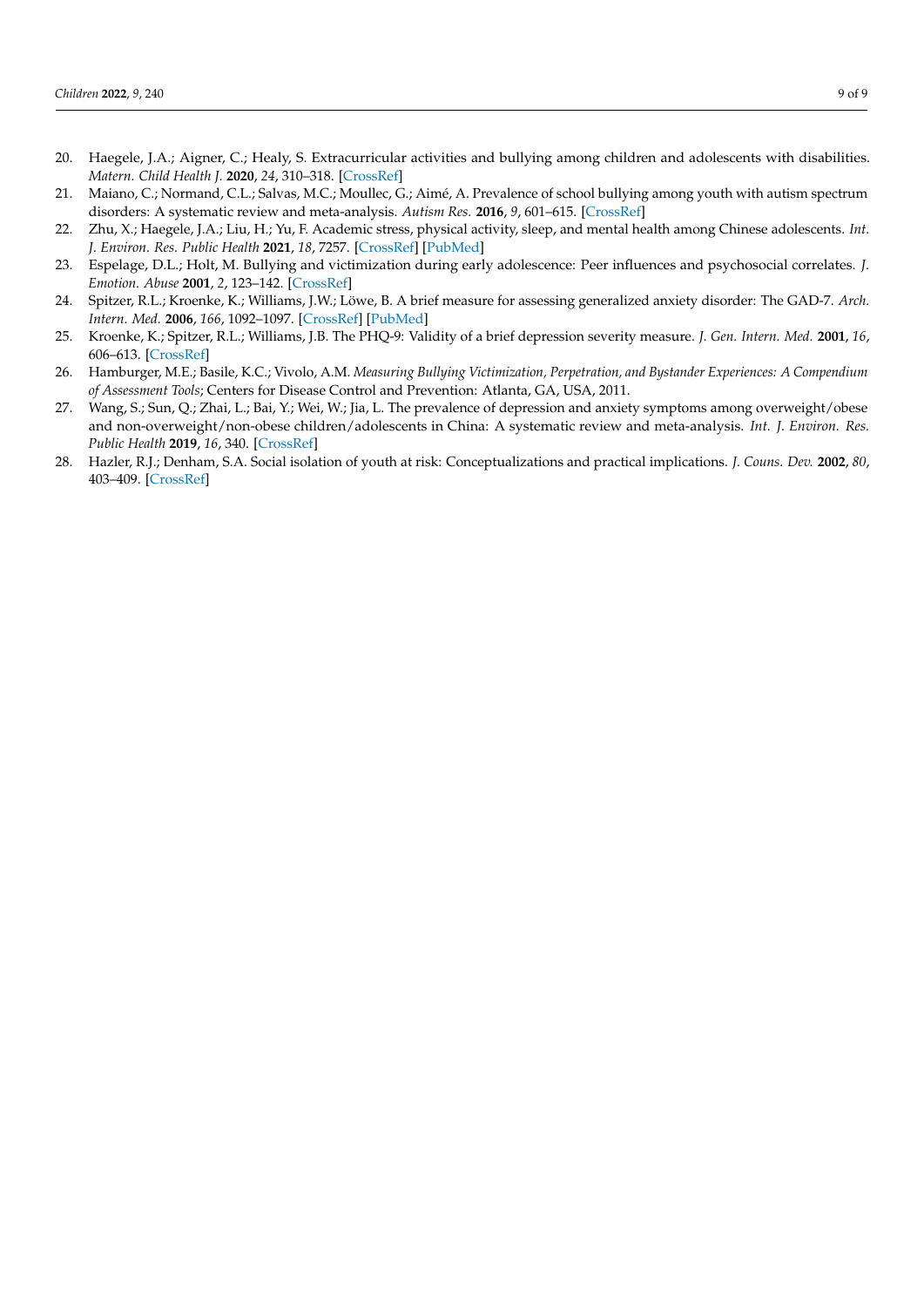20. Haegele, J.A.; Aigner, C.; Healy, S. Extracurricular activities and bullying among children and adolescents with disabilities. *Matern. Child Health J.* **2020**, *24*, 310–318. [CrossRef]
21. Maiano, C.; Normand, C.L.; Salvas, M.C.; Moullec, G.; Aimé, A. Prevalence of school bullying among youth with autism spectrum disorders: A systematic review and meta-analysis. *Autism Res.* **2016**, *9*, 601–615. [CrossRef]
22. Zhu, X.; Haegele, J.A.; Liu, H.; Yu, F. Academic stress, physical activity, sleep, and mental health among Chinese adolescents. *Int. J. Environ. Res. Public Health* **2021**, *18*, 7257. [CrossRef] [PubMed]
23. Espelage, D.L.; Holt, M. Bullying and victimization during early adolescence: Peer influences and psychosocial correlates. *J. Emotion. Abuse* **2001**, *2*, 123–142. [CrossRef]
24. Spitzer, R.L.; Kroenke, K.; Williams, J.W.; Löwe, B. A brief measure for assessing generalized anxiety disorder: The GAD-7. *Arch. Intern. Med.* **2006**, *166*, 1092–1097. [CrossRef] [PubMed]
25. Kroenke, K.; Spitzer, R.L.; Williams, J.B. The PHQ-9: Validity of a brief depression severity measure. *J. Gen. Intern. Med.* **2001**, *16*, 606–613. [CrossRef]
26. Hamburger, M.E.; Basile, K.C.; Vivolo, A.M. *Measuring Bullying Victimization, Perpetration, and Bystander Experiences: A Compendium of Assessment Tools*; Centers for Disease Control and Prevention: Atlanta, GA, USA, 2011.
27. Wang, S.; Sun, Q.; Zhai, L.; Bai, Y.; Wei, W.; Jia, L. The prevalence of depression and anxiety symptoms among overweight/obese and non-overweight/non-obese children/adolescents in China: A systematic review and meta-analysis. *Int. J. Environ. Res. Public Health* **2019**, *16*, 340. [CrossRef]
28. Hazler, R.J.; Denham, S.A. Social isolation of youth at risk: Conceptualizations and practical implications. *J. Couns. Dev.* **2002**, *80*, 403–409. [CrossRef]